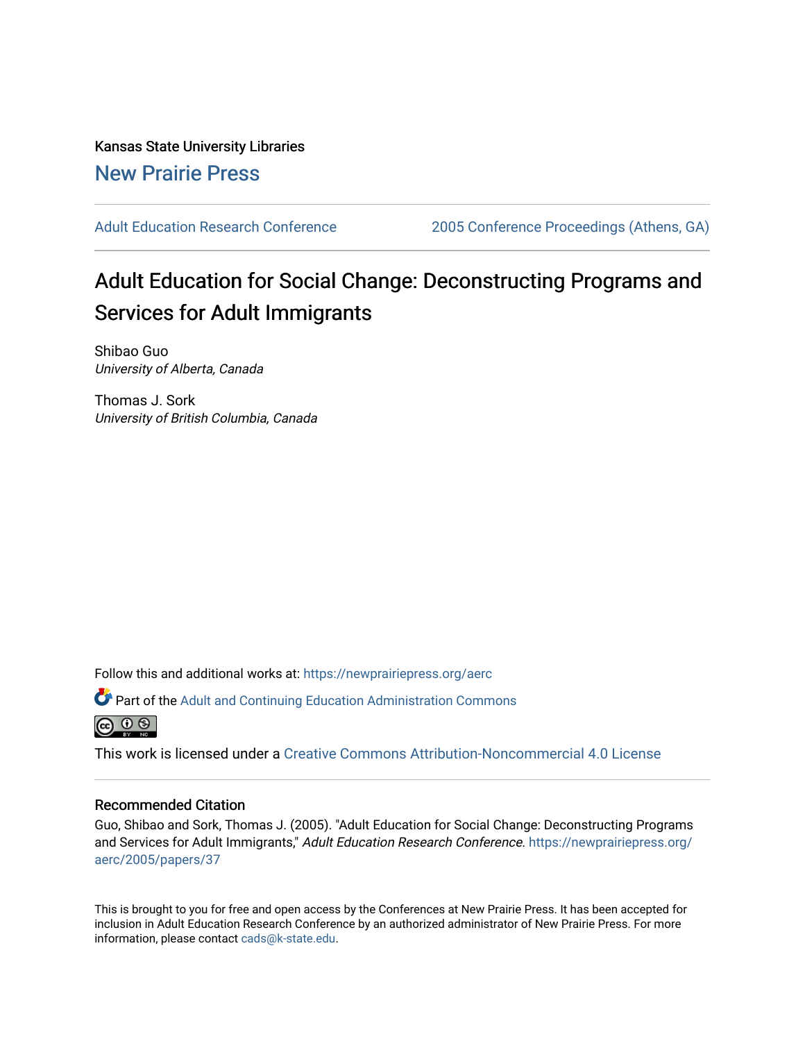Kansas State University Libraries

New Prairie Press

Adult Education Research Conference | 2005 Conference Proceedings (Athens, GA)

# Adult Education for Social Change: Deconstructing Programs and Services for Adult Immigrants

Shibao Guo
*University of Alberta, Canada*

Thomas J. Sork
*University of British Columbia, Canada*

Follow this and additional works at: https://newprairiepress.org/aerc

Part of the Adult and Continuing Education Administration Commons

This work is licensed under a Creative Commons Attribution-Noncommercial 4.0 License

## Recommended Citation

Guo, Shibao and Sork, Thomas J. (2005). "Adult Education for Social Change: Deconstructing Programs and Services for Adult Immigrants," *Adult Education Research Conference*. https://newprairiepress.org/aerc/2005/papers/37

This is brought to you for free and open access by the Conferences at New Prairie Press. It has been accepted for inclusion in Adult Education Research Conference by an authorized administrator of New Prairie Press. For more information, please contact cads@k-state.edu.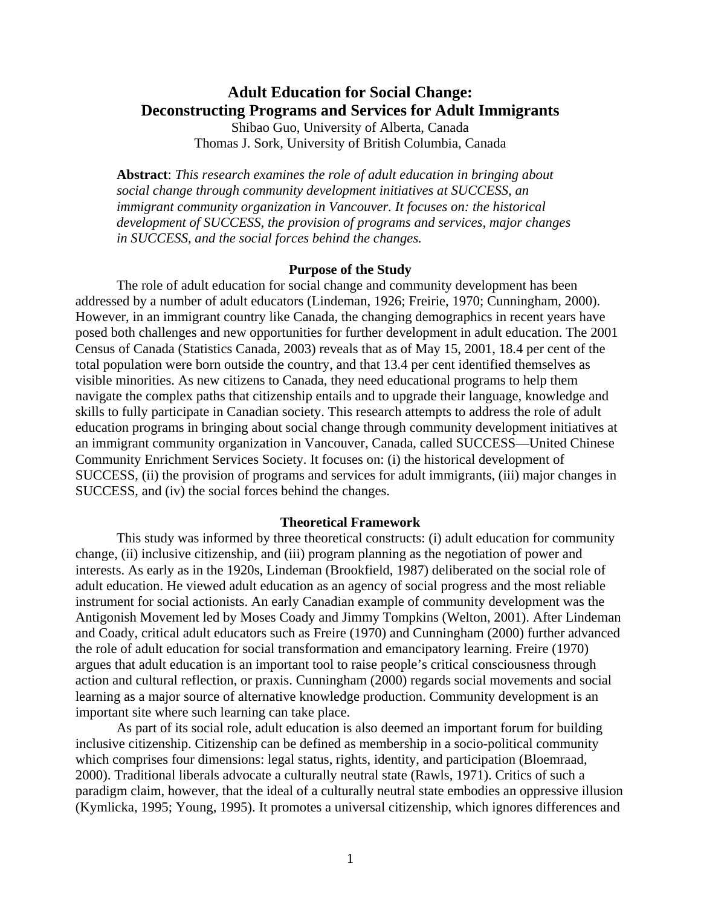# Adult Education for Social Change: Deconstructing Programs and Services for Adult Immigrants

Shibao Guo, University of Alberta, Canada
Thomas J. Sork, University of British Columbia, Canada

**Abstract**: *This research examines the role of adult education in bringing about social change through community development initiatives at SUCCESS, an immigrant community organization in Vancouver. It focuses on: the historical development of SUCCESS, the provision of programs and services, major changes in SUCCESS, and the social forces behind the changes.*

## Purpose of the Study

The role of adult education for social change and community development has been addressed by a number of adult educators (Lindeman, 1926; Freirie, 1970; Cunningham, 2000). However, in an immigrant country like Canada, the changing demographics in recent years have posed both challenges and new opportunities for further development in adult education. The 2001 Census of Canada (Statistics Canada, 2003) reveals that as of May 15, 2001, 18.4 per cent of the total population were born outside the country, and that 13.4 per cent identified themselves as visible minorities. As new citizens to Canada, they need educational programs to help them navigate the complex paths that citizenship entails and to upgrade their language, knowledge and skills to fully participate in Canadian society. This research attempts to address the role of adult education programs in bringing about social change through community development initiatives at an immigrant community organization in Vancouver, Canada, called SUCCESS—United Chinese Community Enrichment Services Society. It focuses on: (i) the historical development of SUCCESS, (ii) the provision of programs and services for adult immigrants, (iii) major changes in SUCCESS, and (iv) the social forces behind the changes.

## Theoretical Framework

This study was informed by three theoretical constructs: (i) adult education for community change, (ii) inclusive citizenship, and (iii) program planning as the negotiation of power and interests. As early as in the 1920s, Lindeman (Brookfield, 1987) deliberated on the social role of adult education. He viewed adult education as an agency of social progress and the most reliable instrument for social actionists. An early Canadian example of community development was the Antigonish Movement led by Moses Coady and Jimmy Tompkins (Welton, 2001). After Lindeman and Coady, critical adult educators such as Freire (1970) and Cunningham (2000) further advanced the role of adult education for social transformation and emancipatory learning. Freire (1970) argues that adult education is an important tool to raise people's critical consciousness through action and cultural reflection, or praxis. Cunningham (2000) regards social movements and social learning as a major source of alternative knowledge production. Community development is an important site where such learning can take place.

As part of its social role, adult education is also deemed an important forum for building inclusive citizenship. Citizenship can be defined as membership in a socio-political community which comprises four dimensions: legal status, rights, identity, and participation (Bloemraad, 2000). Traditional liberals advocate a culturally neutral state (Rawls, 1971). Critics of such a paradigm claim, however, that the ideal of a culturally neutral state embodies an oppressive illusion (Kymlicka, 1995; Young, 1995). It promotes a universal citizenship, which ignores differences and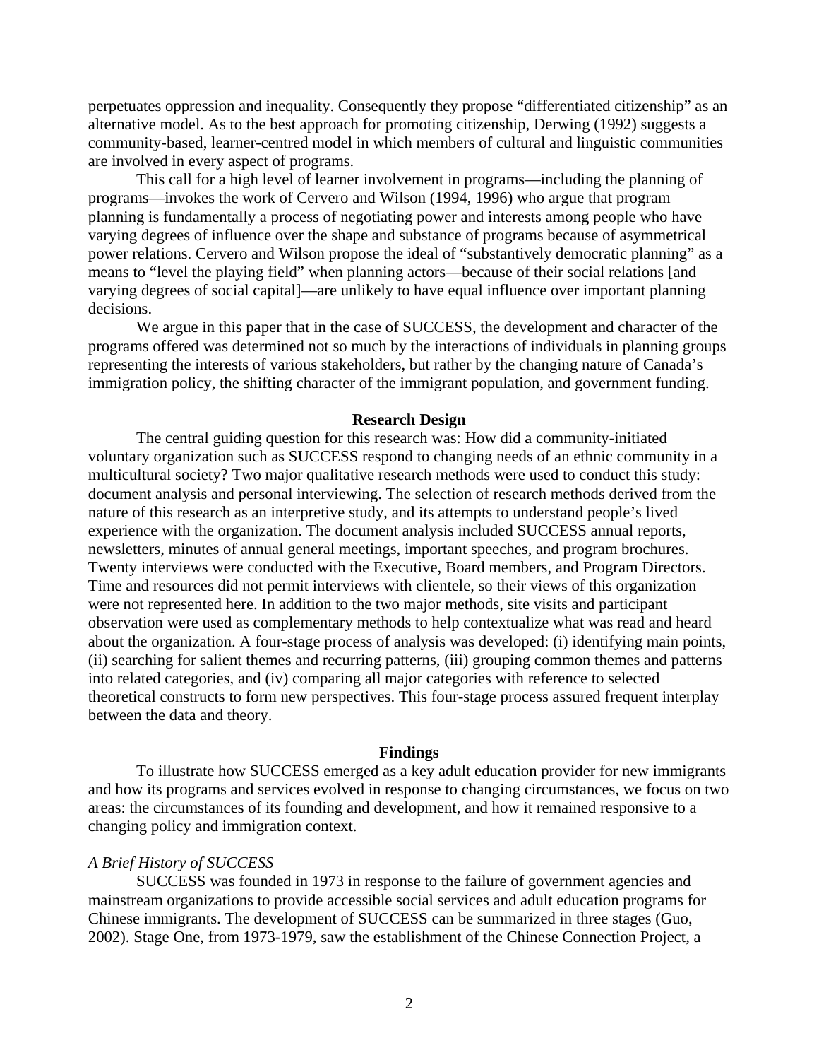perpetuates oppression and inequality. Consequently they propose "differentiated citizenship" as an alternative model. As to the best approach for promoting citizenship, Derwing (1992) suggests a community-based, learner-centred model in which members of cultural and linguistic communities are involved in every aspect of programs.

This call for a high level of learner involvement in programs—including the planning of programs—invokes the work of Cervero and Wilson (1994, 1996) who argue that program planning is fundamentally a process of negotiating power and interests among people who have varying degrees of influence over the shape and substance of programs because of asymmetrical power relations. Cervero and Wilson propose the ideal of "substantively democratic planning" as a means to "level the playing field" when planning actors—because of their social relations [and varying degrees of social capital]—are unlikely to have equal influence over important planning decisions.

We argue in this paper that in the case of SUCCESS, the development and character of the programs offered was determined not so much by the interactions of individuals in planning groups representing the interests of various stakeholders, but rather by the changing nature of Canada's immigration policy, the shifting character of the immigrant population, and government funding.

## Research Design

The central guiding question for this research was: How did a community-initiated voluntary organization such as SUCCESS respond to changing needs of an ethnic community in a multicultural society? Two major qualitative research methods were used to conduct this study: document analysis and personal interviewing. The selection of research methods derived from the nature of this research as an interpretive study, and its attempts to understand people's lived experience with the organization. The document analysis included SUCCESS annual reports, newsletters, minutes of annual general meetings, important speeches, and program brochures. Twenty interviews were conducted with the Executive, Board members, and Program Directors. Time and resources did not permit interviews with clientele, so their views of this organization were not represented here. In addition to the two major methods, site visits and participant observation were used as complementary methods to help contextualize what was read and heard about the organization. A four-stage process of analysis was developed: (i) identifying main points, (ii) searching for salient themes and recurring patterns, (iii) grouping common themes and patterns into related categories, and (iv) comparing all major categories with reference to selected theoretical constructs to form new perspectives. This four-stage process assured frequent interplay between the data and theory.

## Findings

To illustrate how SUCCESS emerged as a key adult education provider for new immigrants and how its programs and services evolved in response to changing circumstances, we focus on two areas: the circumstances of its founding and development, and how it remained responsive to a changing policy and immigration context.

### *A Brief History of SUCCESS*

SUCCESS was founded in 1973 in response to the failure of government agencies and mainstream organizations to provide accessible social services and adult education programs for Chinese immigrants. The development of SUCCESS can be summarized in three stages (Guo, 2002). Stage One, from 1973-1979, saw the establishment of the Chinese Connection Project, a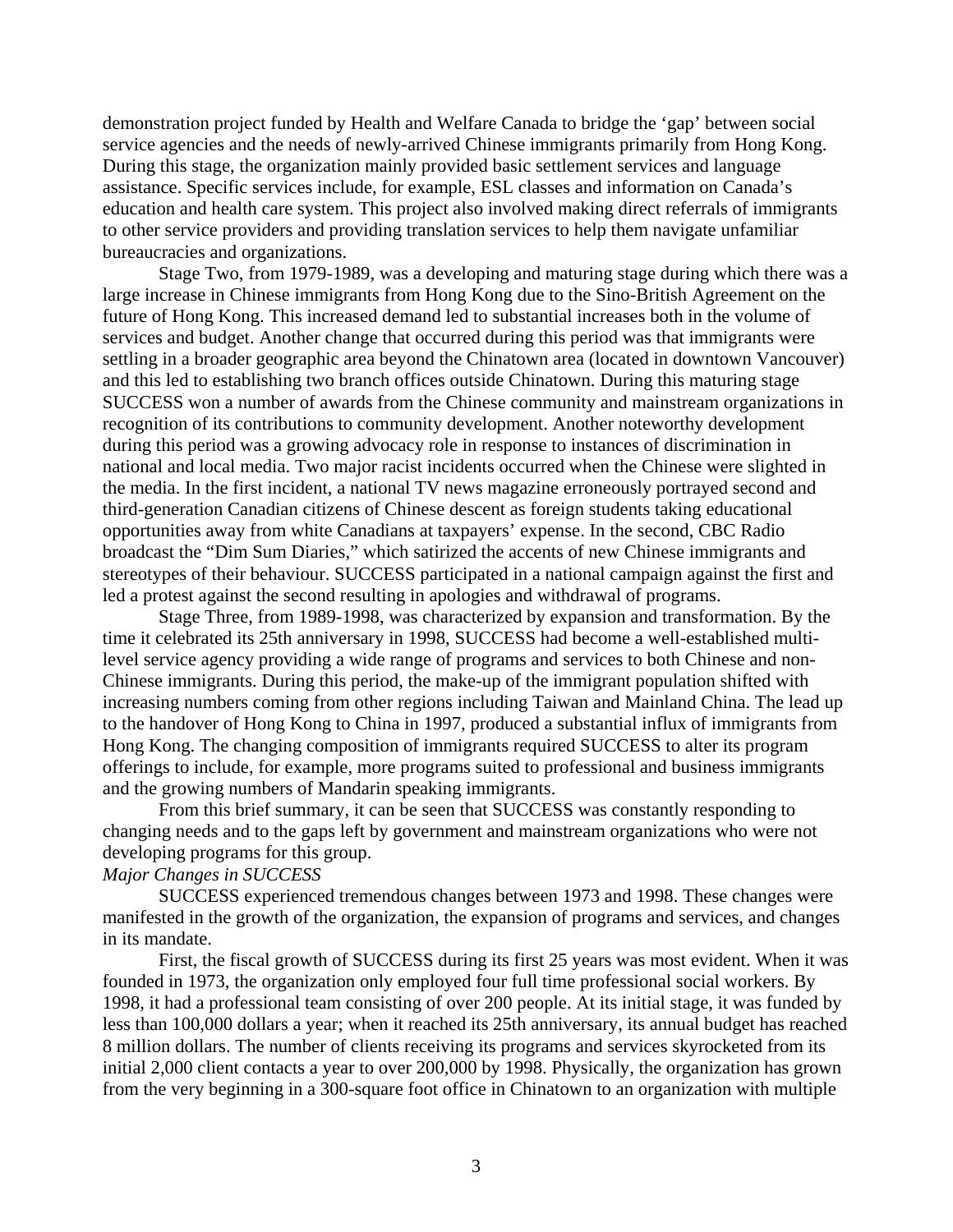demonstration project funded by Health and Welfare Canada to bridge the 'gap' between social service agencies and the needs of newly-arrived Chinese immigrants primarily from Hong Kong. During this stage, the organization mainly provided basic settlement services and language assistance. Specific services include, for example, ESL classes and information on Canada's education and health care system. This project also involved making direct referrals of immigrants to other service providers and providing translation services to help them navigate unfamiliar bureaucracies and organizations.

Stage Two, from 1979-1989, was a developing and maturing stage during which there was a large increase in Chinese immigrants from Hong Kong due to the Sino-British Agreement on the future of Hong Kong. This increased demand led to substantial increases both in the volume of services and budget. Another change that occurred during this period was that immigrants were settling in a broader geographic area beyond the Chinatown area (located in downtown Vancouver) and this led to establishing two branch offices outside Chinatown. During this maturing stage SUCCESS won a number of awards from the Chinese community and mainstream organizations in recognition of its contributions to community development. Another noteworthy development during this period was a growing advocacy role in response to instances of discrimination in national and local media. Two major racist incidents occurred when the Chinese were slighted in the media. In the first incident, a national TV news magazine erroneously portrayed second and third-generation Canadian citizens of Chinese descent as foreign students taking educational opportunities away from white Canadians at taxpayers' expense. In the second, CBC Radio broadcast the "Dim Sum Diaries," which satirized the accents of new Chinese immigrants and stereotypes of their behaviour. SUCCESS participated in a national campaign against the first and led a protest against the second resulting in apologies and withdrawal of programs.

Stage Three, from 1989-1998, was characterized by expansion and transformation. By the time it celebrated its 25th anniversary in 1998, SUCCESS had become a well-established multi-level service agency providing a wide range of programs and services to both Chinese and non-Chinese immigrants. During this period, the make-up of the immigrant population shifted with increasing numbers coming from other regions including Taiwan and Mainland China. The lead up to the handover of Hong Kong to China in 1997, produced a substantial influx of immigrants from Hong Kong. The changing composition of immigrants required SUCCESS to alter its program offerings to include, for example, more programs suited to professional and business immigrants and the growing numbers of Mandarin speaking immigrants.

From this brief summary, it can be seen that SUCCESS was constantly responding to changing needs and to the gaps left by government and mainstream organizations who were not developing programs for this group.

*Major Changes in SUCCESS*

SUCCESS experienced tremendous changes between 1973 and 1998. These changes were manifested in the growth of the organization, the expansion of programs and services, and changes in its mandate.

First, the fiscal growth of SUCCESS during its first 25 years was most evident. When it was founded in 1973, the organization only employed four full time professional social workers. By 1998, it had a professional team consisting of over 200 people. At its initial stage, it was funded by less than 100,000 dollars a year; when it reached its 25th anniversary, its annual budget has reached 8 million dollars. The number of clients receiving its programs and services skyrocketed from its initial 2,000 client contacts a year to over 200,000 by 1998. Physically, the organization has grown from the very beginning in a 300-square foot office in Chinatown to an organization with multiple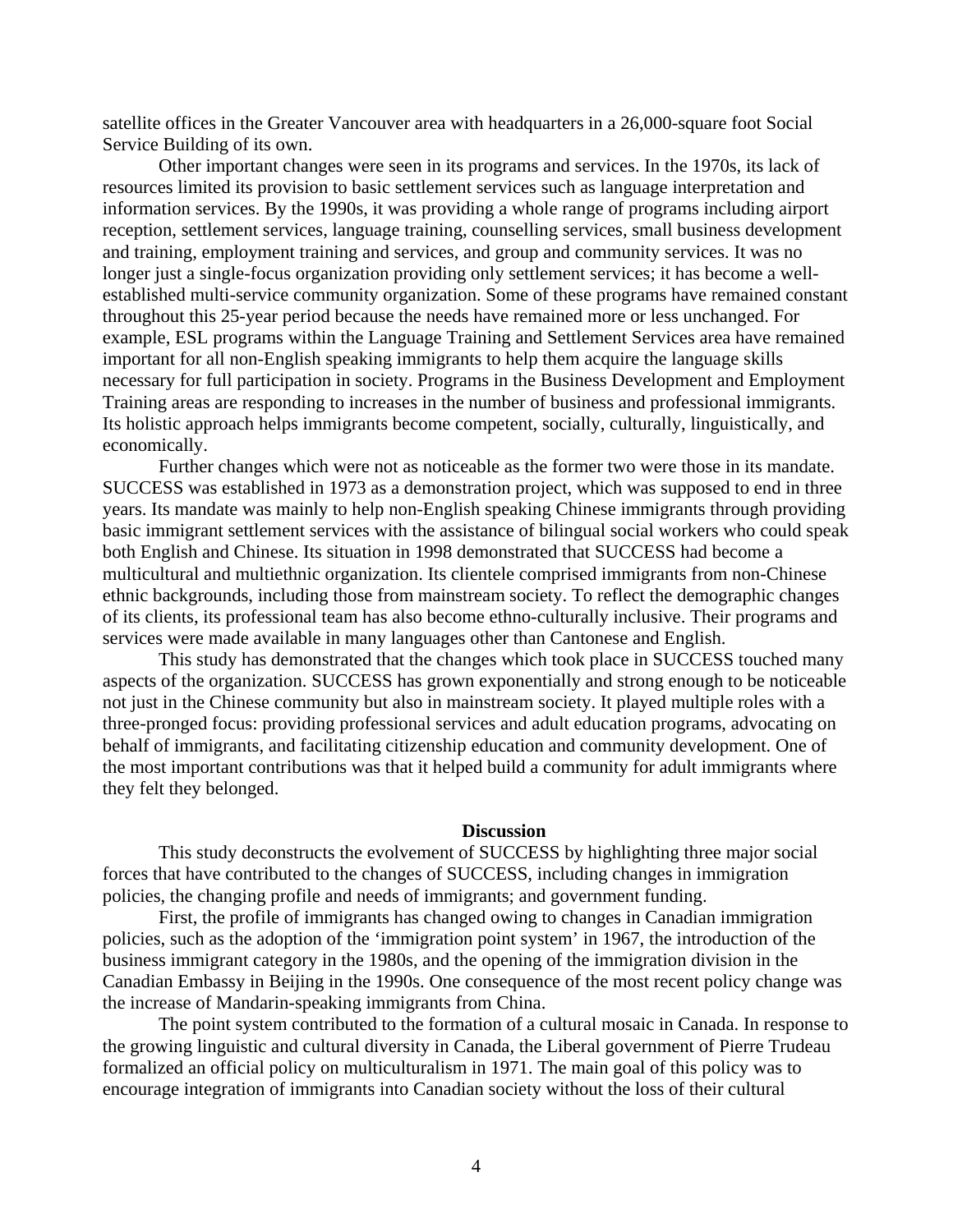satellite offices in the Greater Vancouver area with headquarters in a 26,000-square foot Social Service Building of its own.

Other important changes were seen in its programs and services. In the 1970s, its lack of resources limited its provision to basic settlement services such as language interpretation and information services. By the 1990s, it was providing a whole range of programs including airport reception, settlement services, language training, counselling services, small business development and training, employment training and services, and group and community services. It was no longer just a single-focus organization providing only settlement services; it has become a well-established multi-service community organization. Some of these programs have remained constant throughout this 25-year period because the needs have remained more or less unchanged. For example, ESL programs within the Language Training and Settlement Services area have remained important for all non-English speaking immigrants to help them acquire the language skills necessary for full participation in society. Programs in the Business Development and Employment Training areas are responding to increases in the number of business and professional immigrants. Its holistic approach helps immigrants become competent, socially, culturally, linguistically, and economically.

Further changes which were not as noticeable as the former two were those in its mandate. SUCCESS was established in 1973 as a demonstration project, which was supposed to end in three years. Its mandate was mainly to help non-English speaking Chinese immigrants through providing basic immigrant settlement services with the assistance of bilingual social workers who could speak both English and Chinese. Its situation in 1998 demonstrated that SUCCESS had become a multicultural and multiethnic organization. Its clientele comprised immigrants from non-Chinese ethnic backgrounds, including those from mainstream society. To reflect the demographic changes of its clients, its professional team has also become ethno-culturally inclusive. Their programs and services were made available in many languages other than Cantonese and English.

This study has demonstrated that the changes which took place in SUCCESS touched many aspects of the organization. SUCCESS has grown exponentially and strong enough to be noticeable not just in the Chinese community but also in mainstream society. It played multiple roles with a three-pronged focus: providing professional services and adult education programs, advocating on behalf of immigrants, and facilitating citizenship education and community development. One of the most important contributions was that it helped build a community for adult immigrants where they felt they belonged.

## Discussion

This study deconstructs the evolvement of SUCCESS by highlighting three major social forces that have contributed to the changes of SUCCESS, including changes in immigration policies, the changing profile and needs of immigrants; and government funding.

First, the profile of immigrants has changed owing to changes in Canadian immigration policies, such as the adoption of the 'immigration point system' in 1967, the introduction of the business immigrant category in the 1980s, and the opening of the immigration division in the Canadian Embassy in Beijing in the 1990s. One consequence of the most recent policy change was the increase of Mandarin-speaking immigrants from China.

The point system contributed to the formation of a cultural mosaic in Canada. In response to the growing linguistic and cultural diversity in Canada, the Liberal government of Pierre Trudeau formalized an official policy on multiculturalism in 1971. The main goal of this policy was to encourage integration of immigrants into Canadian society without the loss of their cultural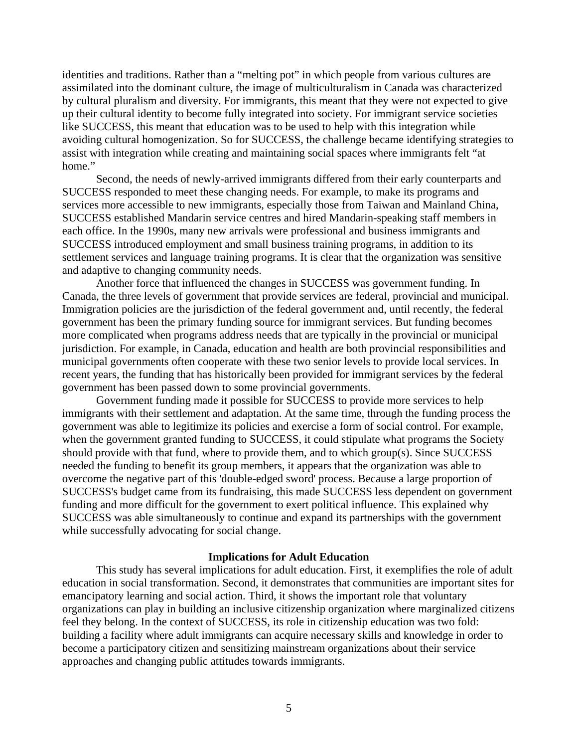identities and traditions. Rather than a "melting pot" in which people from various cultures are assimilated into the dominant culture, the image of multiculturalism in Canada was characterized by cultural pluralism and diversity. For immigrants, this meant that they were not expected to give up their cultural identity to become fully integrated into society. For immigrant service societies like SUCCESS, this meant that education was to be used to help with this integration while avoiding cultural homogenization. So for SUCCESS, the challenge became identifying strategies to assist with integration while creating and maintaining social spaces where immigrants felt "at home."

Second, the needs of newly-arrived immigrants differed from their early counterparts and SUCCESS responded to meet these changing needs. For example, to make its programs and services more accessible to new immigrants, especially those from Taiwan and Mainland China, SUCCESS established Mandarin service centres and hired Mandarin-speaking staff members in each office. In the 1990s, many new arrivals were professional and business immigrants and SUCCESS introduced employment and small business training programs, in addition to its settlement services and language training programs. It is clear that the organization was sensitive and adaptive to changing community needs.

Another force that influenced the changes in SUCCESS was government funding. In Canada, the three levels of government that provide services are federal, provincial and municipal. Immigration policies are the jurisdiction of the federal government and, until recently, the federal government has been the primary funding source for immigrant services. But funding becomes more complicated when programs address needs that are typically in the provincial or municipal jurisdiction. For example, in Canada, education and health are both provincial responsibilities and municipal governments often cooperate with these two senior levels to provide local services. In recent years, the funding that has historically been provided for immigrant services by the federal government has been passed down to some provincial governments.

Government funding made it possible for SUCCESS to provide more services to help immigrants with their settlement and adaptation. At the same time, through the funding process the government was able to legitimize its policies and exercise a form of social control. For example, when the government granted funding to SUCCESS, it could stipulate what programs the Society should provide with that fund, where to provide them, and to which group(s). Since SUCCESS needed the funding to benefit its group members, it appears that the organization was able to overcome the negative part of this 'double-edged sword' process. Because a large proportion of SUCCESS's budget came from its fundraising, this made SUCCESS less dependent on government funding and more difficult for the government to exert political influence. This explained why SUCCESS was able simultaneously to continue and expand its partnerships with the government while successfully advocating for social change.

## Implications for Adult Education

This study has several implications for adult education. First, it exemplifies the role of adult education in social transformation. Second, it demonstrates that communities are important sites for emancipatory learning and social action. Third, it shows the important role that voluntary organizations can play in building an inclusive citizenship organization where marginalized citizens feel they belong. In the context of SUCCESS, its role in citizenship education was two fold: building a facility where adult immigrants can acquire necessary skills and knowledge in order to become a participatory citizen and sensitizing mainstream organizations about their service approaches and changing public attitudes towards immigrants.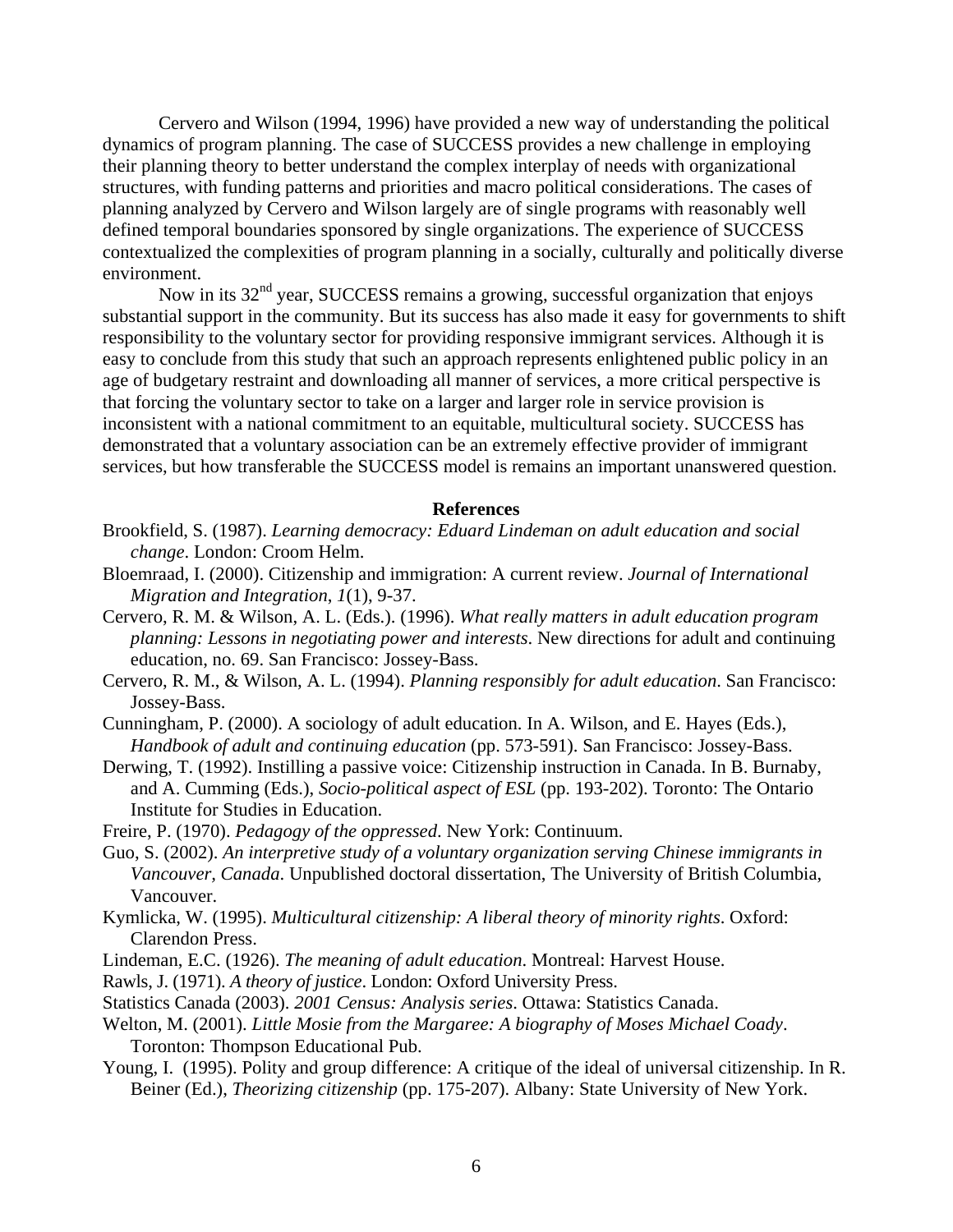Cervero and Wilson (1994, 1996) have provided a new way of understanding the political dynamics of program planning. The case of SUCCESS provides a new challenge in employing their planning theory to better understand the complex interplay of needs with organizational structures, with funding patterns and priorities and macro political considerations. The cases of planning analyzed by Cervero and Wilson largely are of single programs with reasonably well defined temporal boundaries sponsored by single organizations. The experience of SUCCESS contextualized the complexities of program planning in a socially, culturally and politically diverse environment.

Now in its 32nd year, SUCCESS remains a growing, successful organization that enjoys substantial support in the community. But its success has also made it easy for governments to shift responsibility to the voluntary sector for providing responsive immigrant services. Although it is easy to conclude from this study that such an approach represents enlightened public policy in an age of budgetary restraint and downloading all manner of services, a more critical perspective is that forcing the voluntary sector to take on a larger and larger role in service provision is inconsistent with a national commitment to an equitable, multicultural society. SUCCESS has demonstrated that a voluntary association can be an extremely effective provider of immigrant services, but how transferable the SUCCESS model is remains an important unanswered question.

## References

Brookfield, S. (1987). *Learning democracy: Eduard Lindeman on adult education and social change*. London: Croom Helm.

Bloemraad, I. (2000). Citizenship and immigration: A current review. *Journal of International Migration and Integration, 1*(1), 9-37.

Cervero, R. M. & Wilson, A. L. (Eds.). (1996). *What really matters in adult education program planning: Lessons in negotiating power and interests*. New directions for adult and continuing education, no. 69. San Francisco: Jossey-Bass.

Cervero, R. M., & Wilson, A. L. (1994). *Planning responsibly for adult education*. San Francisco: Jossey-Bass.

Cunningham, P. (2000). A sociology of adult education. In A. Wilson, and E. Hayes (Eds.), *Handbook of adult and continuing education* (pp. 573-591). San Francisco: Jossey-Bass.

Derwing, T. (1992). Instilling a passive voice: Citizenship instruction in Canada. In B. Burnaby, and A. Cumming (Eds.), *Socio-political aspect of ESL* (pp. 193-202). Toronto: The Ontario Institute for Studies in Education.

Freire, P. (1970). *Pedagogy of the oppressed*. New York: Continuum.

Guo, S. (2002). *An interpretive study of a voluntary organization serving Chinese immigrants in Vancouver, Canada*. Unpublished doctoral dissertation, The University of British Columbia, Vancouver.

Kymlicka, W. (1995). *Multicultural citizenship: A liberal theory of minority rights*. Oxford: Clarendon Press.

Lindeman, E.C. (1926). *The meaning of adult education*. Montreal: Harvest House.

Rawls, J. (1971). *A theory of justice*. London: Oxford University Press.

Statistics Canada (2003). *2001 Census: Analysis series*. Ottawa: Statistics Canada.

Welton, M. (2001). *Little Mosie from the Margaree: A biography of Moses Michael Coady*. Toronto: Thompson Educational Pub.

Young, I. (1995). Polity and group difference: A critique of the ideal of universal citizenship. In R. Beiner (Ed.), *Theorizing citizenship* (pp. 175-207). Albany: State University of New York.